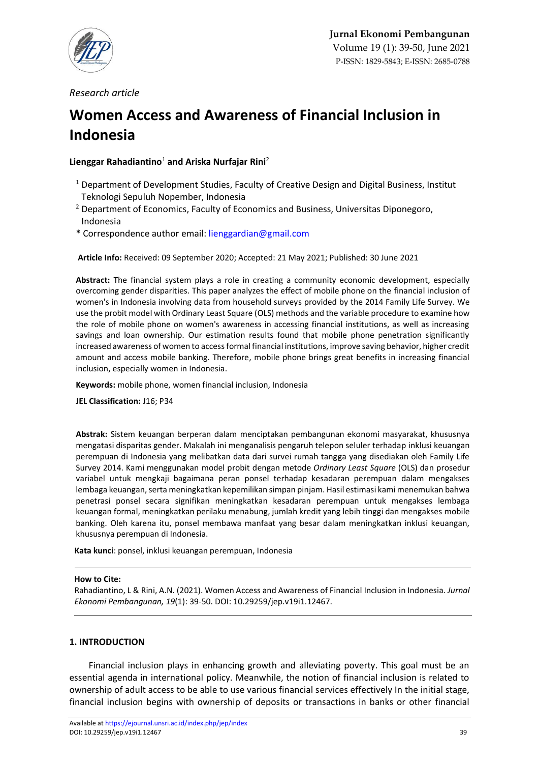*Research article*

# Women Access and Awareness of Financial Inclusion in Indonesia

**Lienggar Rahadiantino**[1] **and Ariska Nurfajar Rini**[2]

[1] Department of Development Studies, Faculty of Creative Design and Digital Business, Institut Teknologi Sepuluh Nopember, Indonesia

[2] Department of Economics, Faculty of Economics and Business, Universitas Diponegoro, Indonesia

\* Correspondence author email: lienggardian@gmail.com

**Article Info:** Received: 09 September 2020; Accepted: 21 May 2021; Published: 30 June 2021

**Abstract:** The financial system plays a role in creating a community economic development, especially overcoming gender disparities. This paper analyzes the effect of mobile phone on the financial inclusion of women's in Indonesia involving data from household surveys provided by the 2014 Family Life Survey. We use the probit model with Ordinary Least Square (OLS) methods and the variable procedure to examine how the role of mobile phone on women's awareness in accessing financial institutions, as well as increasing savings and loan ownership. Our estimation results found that mobile phone penetration significantly increased awareness of women to access formal financial institutions, improve saving behavior, higher credit amount and access mobile banking. Therefore, mobile phone brings great benefits in increasing financial inclusion, especially women in Indonesia.

**Keywords:** mobile phone, women financial inclusion, Indonesia

**JEL Classification:** J16; P34

**Abstrak:** Sistem keuangan berperan dalam menciptakan pembangunan ekonomi masyarakat, khususnya mengatasi disparitas gender. Makalah ini menganalisis pengaruh telepon seluler terhadap inklusi keuangan perempuan di Indonesia yang melibatkan data dari survei rumah tangga yang disediakan oleh Family Life Survey 2014. Kami menggunakan model probit dengan metode *Ordinary Least Square* (OLS) dan prosedur variabel untuk mengkaji bagaimana peran ponsel terhadap kesadaran perempuan dalam mengakses lembaga keuangan, serta meningkatkan kepemilikan simpan pinjam. Hasil estimasi kami menemukan bahwa penetrasi ponsel secara signifikan meningkatkan kesadaran perempuan untuk mengakses lembaga keuangan formal, meningkatkan perilaku menabung, jumlah kredit yang lebih tinggi dan mengakses mobile banking. Oleh karena itu, ponsel membawa manfaat yang besar dalam meningkatkan inklusi keuangan, khususnya perempuan di Indonesia.

**Kata kunci**: ponsel, inklusi keuangan perempuan, Indonesia

---

**How to Cite:**
Rahadiantino, L & Rini, A.N. (2021). Women Access and Awareness of Financial Inclusion in Indonesia. *Jurnal Ekonomi Pembangunan, 19*(1): 39-50. DOI: 10.29259/jep.v19i1.12467.

---

## 1. INTRODUCTION

Financial inclusion plays in enhancing growth and alleviating poverty. This goal must be an essential agenda in international policy. Meanwhile, the notion of financial inclusion is related to ownership of adult access to be able to use various financial services effectively In the initial stage, financial inclusion begins with ownership of deposits or transactions in banks or other financial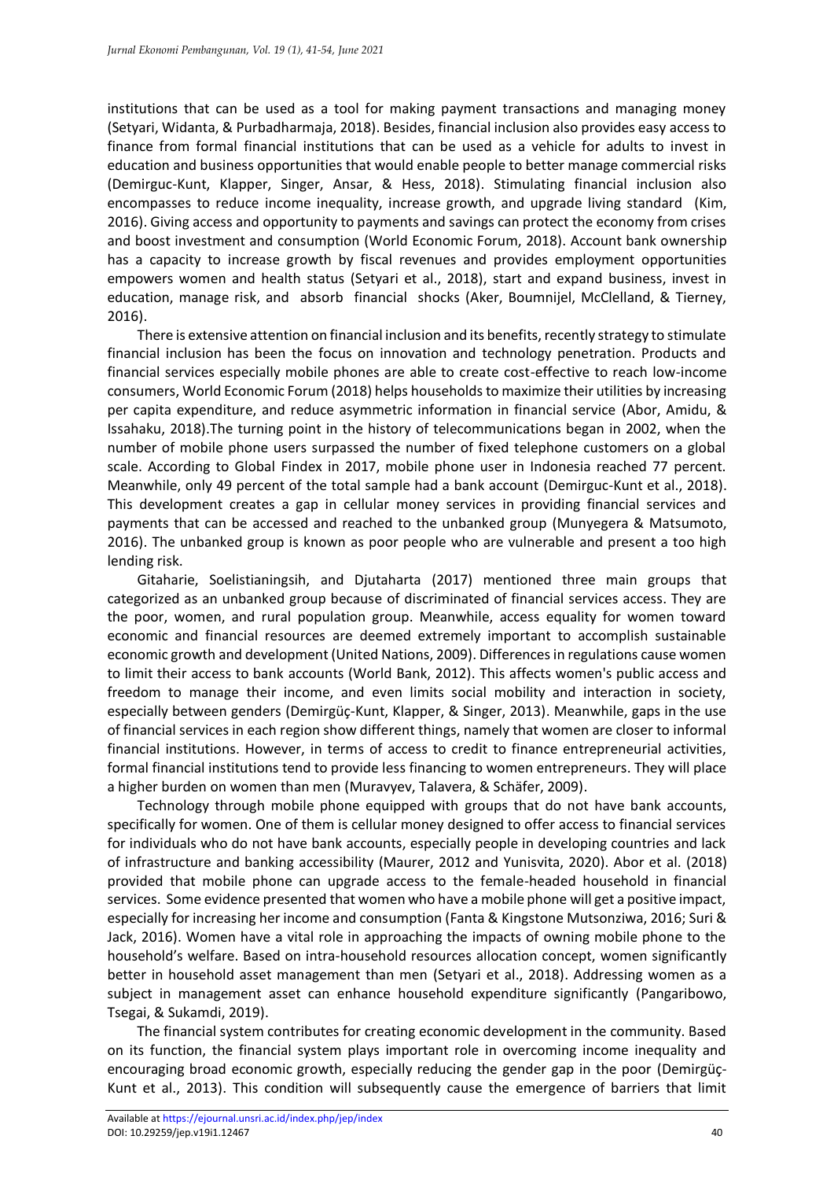institutions that can be used as a tool for making payment transactions and managing money (Setyari, Widanta, & Purbadharmaja, 2018). Besides, financial inclusion also provides easy access to finance from formal financial institutions that can be used as a vehicle for adults to invest in education and business opportunities that would enable people to better manage commercial risks (Demirguc-Kunt, Klapper, Singer, Ansar, & Hess, 2018). Stimulating financial inclusion also encompasses to reduce income inequality, increase growth, and upgrade living standard (Kim, 2016). Giving access and opportunity to payments and savings can protect the economy from crises and boost investment and consumption (World Economic Forum, 2018). Account bank ownership has a capacity to increase growth by fiscal revenues and provides employment opportunities empowers women and health status (Setyari et al., 2018), start and expand business, invest in education, manage risk, and absorb financial shocks (Aker, Boumnijel, McClelland, & Tierney, 2016).

There is extensive attention on financial inclusion and its benefits, recently strategy to stimulate financial inclusion has been the focus on innovation and technology penetration. Products and financial services especially mobile phones are able to create cost-effective to reach low-income consumers, World Economic Forum (2018) helps households to maximize their utilities by increasing per capita expenditure, and reduce asymmetric information in financial service (Abor, Amidu, & Issahaku, 2018).The turning point in the history of telecommunications began in 2002, when the number of mobile phone users surpassed the number of fixed telephone customers on a global scale. According to Global Findex in 2017, mobile phone user in Indonesia reached 77 percent. Meanwhile, only 49 percent of the total sample had a bank account (Demirguc-Kunt et al., 2018). This development creates a gap in cellular money services in providing financial services and payments that can be accessed and reached to the unbanked group (Munyegera & Matsumoto, 2016). The unbanked group is known as poor people who are vulnerable and present a too high lending risk.

Gitaharie, Soelistianingsih, and Djutaharta (2017) mentioned three main groups that categorized as an unbanked group because of discriminated of financial services access. They are the poor, women, and rural population group. Meanwhile, access equality for women toward economic and financial resources are deemed extremely important to accomplish sustainable economic growth and development (United Nations, 2009). Differences in regulations cause women to limit their access to bank accounts (World Bank, 2012). This affects women's public access and freedom to manage their income, and even limits social mobility and interaction in society, especially between genders (Demirgüç-Kunt, Klapper, & Singer, 2013). Meanwhile, gaps in the use of financial services in each region show different things, namely that women are closer to informal financial institutions. However, in terms of access to credit to finance entrepreneurial activities, formal financial institutions tend to provide less financing to women entrepreneurs. They will place a higher burden on women than men (Muravyev, Talavera, & Schäfer, 2009).

Technology through mobile phone equipped with groups that do not have bank accounts, specifically for women. One of them is cellular money designed to offer access to financial services for individuals who do not have bank accounts, especially people in developing countries and lack of infrastructure and banking accessibility (Maurer, 2012 and Yunisvita, 2020). Abor et al. (2018) provided that mobile phone can upgrade access to the female-headed household in financial services. Some evidence presented that women who have a mobile phone will get a positive impact, especially for increasing her income and consumption (Fanta & Kingstone Mutsonziwa, 2016; Suri & Jack, 2016). Women have a vital role in approaching the impacts of owning mobile phone to the household's welfare. Based on intra-household resources allocation concept, women significantly better in household asset management than men (Setyari et al., 2018). Addressing women as a subject in management asset can enhance household expenditure significantly (Pangaribowo, Tsegai, & Sukamdi, 2019).

The financial system contributes for creating economic development in the community. Based on its function, the financial system plays important role in overcoming income inequality and encouraging broad economic growth, especially reducing the gender gap in the poor (Demirgüç-Kunt et al., 2013). This condition will subsequently cause the emergence of barriers that limit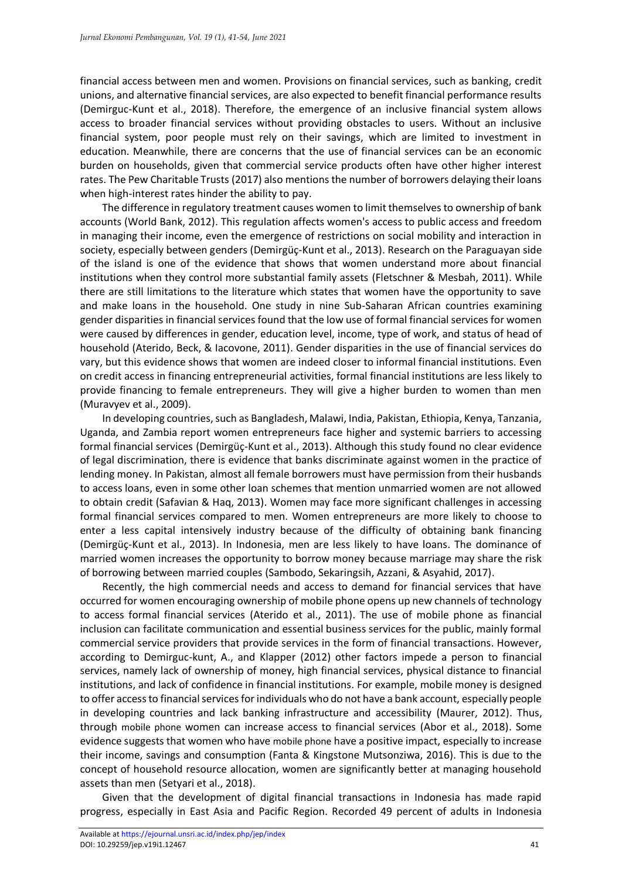financial access between men and women. Provisions on financial services, such as banking, credit unions, and alternative financial services, are also expected to benefit financial performance results (Demirguc-Kunt et al., 2018). Therefore, the emergence of an inclusive financial system allows access to broader financial services without providing obstacles to users. Without an inclusive financial system, poor people must rely on their savings, which are limited to investment in education. Meanwhile, there are concerns that the use of financial services can be an economic burden on households, given that commercial service products often have other higher interest rates. The Pew Charitable Trusts (2017) also mentions the number of borrowers delaying their loans when high-interest rates hinder the ability to pay.

The difference in regulatory treatment causes women to limit themselves to ownership of bank accounts (World Bank, 2012). This regulation affects women's access to public access and freedom in managing their income, even the emergence of restrictions on social mobility and interaction in society, especially between genders (Demirgüç-Kunt et al., 2013). Research on the Paraguayan side of the island is one of the evidence that shows that women understand more about financial institutions when they control more substantial family assets (Fletschner & Mesbah, 2011). While there are still limitations to the literature which states that women have the opportunity to save and make loans in the household. One study in nine Sub-Saharan African countries examining gender disparities in financial services found that the low use of formal financial services for women were caused by differences in gender, education level, income, type of work, and status of head of household (Aterido, Beck, & Iacovone, 2011). Gender disparities in the use of financial services do vary, but this evidence shows that women are indeed closer to informal financial institutions. Even on credit access in financing entrepreneurial activities, formal financial institutions are less likely to provide financing to female entrepreneurs. They will give a higher burden to women than men (Muravyev et al., 2009).

In developing countries, such as Bangladesh, Malawi, India, Pakistan, Ethiopia, Kenya, Tanzania, Uganda, and Zambia report women entrepreneurs face higher and systemic barriers to accessing formal financial services (Demirgüç-Kunt et al., 2013). Although this study found no clear evidence of legal discrimination, there is evidence that banks discriminate against women in the practice of lending money. In Pakistan, almost all female borrowers must have permission from their husbands to access loans, even in some other loan schemes that mention unmarried women are not allowed to obtain credit (Safavian & Haq, 2013). Women may face more significant challenges in accessing formal financial services compared to men. Women entrepreneurs are more likely to choose to enter a less capital intensively industry because of the difficulty of obtaining bank financing (Demirgüç-Kunt et al., 2013). In Indonesia, men are less likely to have loans. The dominance of married women increases the opportunity to borrow money because marriage may share the risk of borrowing between married couples (Sambodo, Sekaringsih, Azzani, & Asyahid, 2017).

Recently, the high commercial needs and access to demand for financial services that have occurred for women encouraging ownership of mobile phone opens up new channels of technology to access formal financial services (Aterido et al., 2011). The use of mobile phone as financial inclusion can facilitate communication and essential business services for the public, mainly formal commercial service providers that provide services in the form of financial transactions. However, according to Demirguc-kunt, A., and Klapper (2012) other factors impede a person to financial services, namely lack of ownership of money, high financial services, physical distance to financial institutions, and lack of confidence in financial institutions. For example, mobile money is designed to offer access to financial services for individuals who do not have a bank account, especially people in developing countries and lack banking infrastructure and accessibility (Maurer, 2012). Thus, through mobile phone women can increase access to financial services (Abor et al., 2018). Some evidence suggests that women who have mobile phone have a positive impact, especially to increase their income, savings and consumption (Fanta & Kingstone Mutsonziwa, 2016). This is due to the concept of household resource allocation, women are significantly better at managing household assets than men (Setyari et al., 2018).

Given that the development of digital financial transactions in Indonesia has made rapid progress, especially in East Asia and Pacific Region. Recorded 49 percent of adults in Indonesia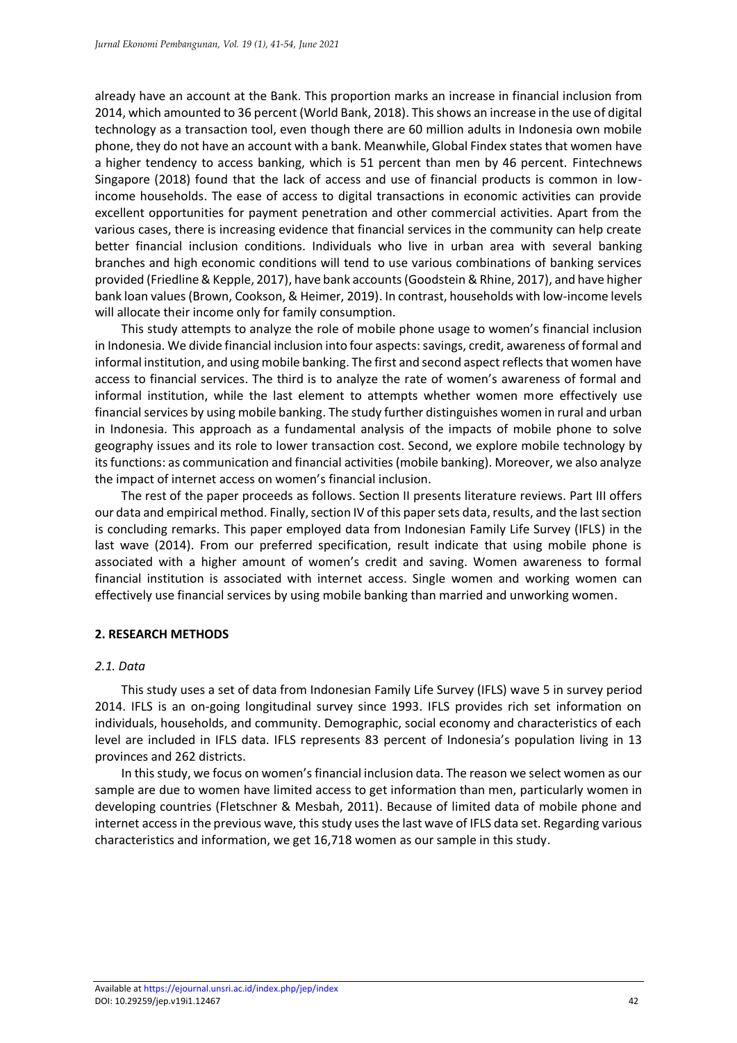already have an account at the Bank. This proportion marks an increase in financial inclusion from 2014, which amounted to 36 percent (World Bank, 2018). This shows an increase in the use of digital technology as a transaction tool, even though there are 60 million adults in Indonesia own mobile phone, they do not have an account with a bank. Meanwhile, Global Findex states that women have a higher tendency to access banking, which is 51 percent than men by 46 percent. Fintechnews Singapore (2018) found that the lack of access and use of financial products is common in low-income households. The ease of access to digital transactions in economic activities can provide excellent opportunities for payment penetration and other commercial activities. Apart from the various cases, there is increasing evidence that financial services in the community can help create better financial inclusion conditions. Individuals who live in urban area with several banking branches and high economic conditions will tend to use various combinations of banking services provided (Friedline & Kepple, 2017), have bank accounts (Goodstein & Rhine, 2017), and have higher bank loan values (Brown, Cookson, & Heimer, 2019). In contrast, households with low-income levels will allocate their income only for family consumption.

This study attempts to analyze the role of mobile phone usage to women's financial inclusion in Indonesia. We divide financial inclusion into four aspects: savings, credit, awareness of formal and informal institution, and using mobile banking. The first and second aspect reflects that women have access to financial services. The third is to analyze the rate of women's awareness of formal and informal institution, while the last element to attempts whether women more effectively use financial services by using mobile banking. The study further distinguishes women in rural and urban in Indonesia. This approach as a fundamental analysis of the impacts of mobile phone to solve geography issues and its role to lower transaction cost. Second, we explore mobile technology by its functions: as communication and financial activities (mobile banking). Moreover, we also analyze the impact of internet access on women's financial inclusion.

The rest of the paper proceeds as follows. Section II presents literature reviews. Part III offers our data and empirical method. Finally, section IV of this paper sets data, results, and the last section is concluding remarks. This paper employed data from Indonesian Family Life Survey (IFLS) in the last wave (2014). From our preferred specification, result indicate that using mobile phone is associated with a higher amount of women's credit and saving. Women awareness to formal financial institution is associated with internet access. Single women and working women can effectively use financial services by using mobile banking than married and unworking women.

## 2. RESEARCH METHODS

### *2.1. Data*

This study uses a set of data from Indonesian Family Life Survey (IFLS) wave 5 in survey period 2014. IFLS is an on-going longitudinal survey since 1993. IFLS provides rich set information on individuals, households, and community. Demographic, social economy and characteristics of each level are included in IFLS data. IFLS represents 83 percent of Indonesia's population living in 13 provinces and 262 districts.

In this study, we focus on women's financial inclusion data. The reason we select women as our sample are due to women have limited access to get information than men, particularly women in developing countries (Fletschner & Mesbah, 2011). Because of limited data of mobile phone and internet access in the previous wave, this study uses the last wave of IFLS data set. Regarding various characteristics and information, we get 16,718 women as our sample in this study.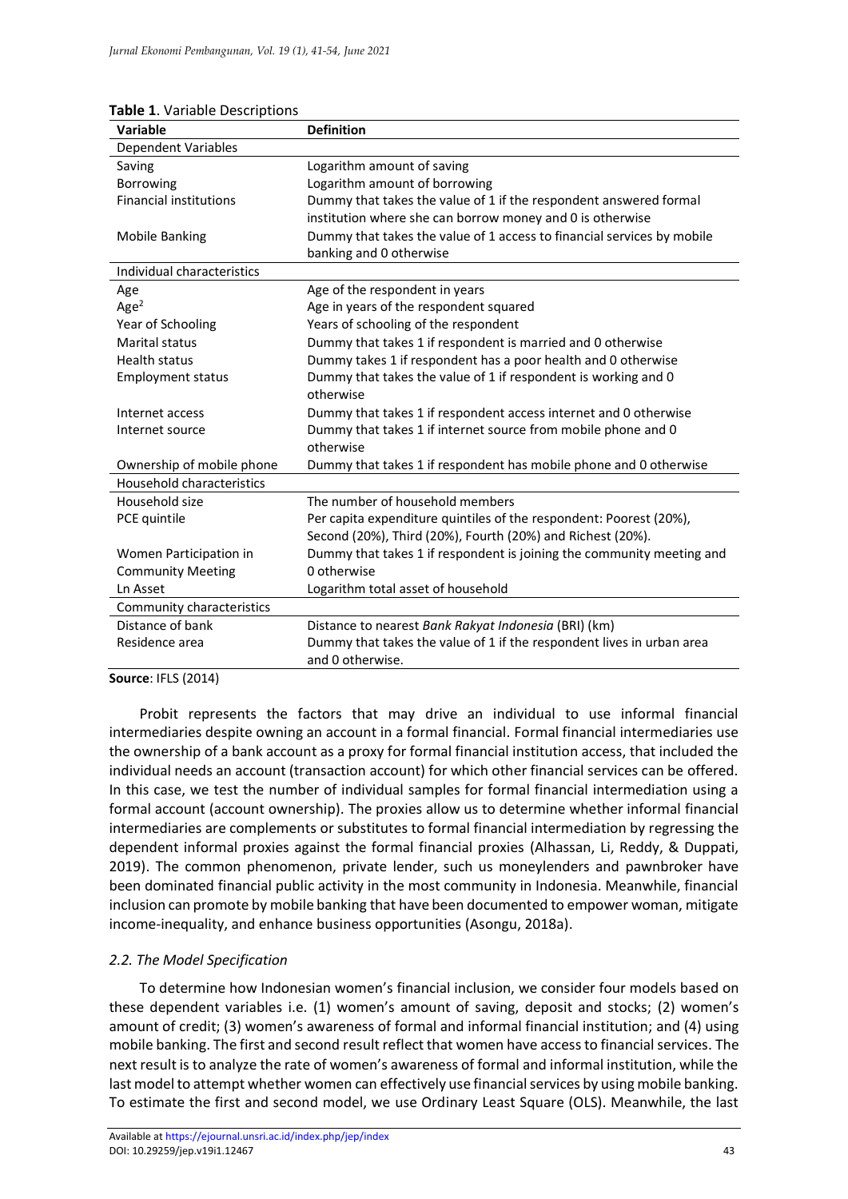**Table 1**. Variable Descriptions

| Variable | Definition |
|---|---|
| Dependent Variables | |
| Saving | Logarithm amount of saving |
| Borrowing | Logarithm amount of borrowing |
| Financial institutions | Dummy that takes the value of 1 if the respondent answered formal institution where she can borrow money and 0 is otherwise |
| Mobile Banking | Dummy that takes the value of 1 access to financial services by mobile banking and 0 otherwise |
| Individual characteristics | |
| Age | Age of the respondent in years |
| $Age^2$ | Age in years of the respondent squared |
| Year of Schooling | Years of schooling of the respondent |
| Marital status | Dummy that takes 1 if respondent is married and 0 otherwise |
| Health status | Dummy takes 1 if respondent has a poor health and 0 otherwise |
| Employment status | Dummy that takes the value of 1 if respondent is working and 0 otherwise |
| Internet access | Dummy that takes 1 if respondent access internet and 0 otherwise |
| Internet source | Dummy that takes 1 if internet source from mobile phone and 0 otherwise |
| Ownership of mobile phone | Dummy that takes 1 if respondent has mobile phone and 0 otherwise |
| Household characteristics | |
| Household size | The number of household members |
| PCE quintile | Per capita expenditure quintiles of the respondent: Poorest (20%), Second (20%), Third (20%), Fourth (20%) and Richest (20%). |
| Women Participation in Community Meeting | Dummy that takes 1 if respondent is joining the community meeting and 0 otherwise |
| Ln Asset | Logarithm total asset of household |
| Community characteristics | |
| Distance of bank | Distance to nearest *Bank Rakyat Indonesia* (BRI) (km) |
| Residence area | Dummy that takes the value of 1 if the respondent lives in urban area and 0 otherwise. |

**Source**: IFLS (2014)

Probit represents the factors that may drive an individual to use informal financial intermediaries despite owning an account in a formal financial. Formal financial intermediaries use the ownership of a bank account as a proxy for formal financial institution access, that included the individual needs an account (transaction account) for which other financial services can be offered. In this case, we test the number of individual samples for formal financial intermediation using a formal account (account ownership). The proxies allow us to determine whether informal financial intermediaries are complements or substitutes to formal financial intermediation by regressing the dependent informal proxies against the formal financial proxies (Alhassan, Li, Reddy, & Duppati, 2019). The common phenomenon, private lender, such us moneylenders and pawnbroker have been dominated financial public activity in the most community in Indonesia. Meanwhile, financial inclusion can promote by mobile banking that have been documented to empower woman, mitigate income-inequality, and enhance business opportunities (Asongu, 2018a).

### *2.2. The Model Specification*

To determine how Indonesian women's financial inclusion, we consider four models based on these dependent variables i.e. (1) women's amount of saving, deposit and stocks; (2) women's amount of credit; (3) women's awareness of formal and informal financial institution; and (4) using mobile banking. The first and second result reflect that women have access to financial services. The next result is to analyze the rate of women's awareness of formal and informal institution, while the last model to attempt whether women can effectively use financial services by using mobile banking. To estimate the first and second model, we use Ordinary Least Square (OLS). Meanwhile, the last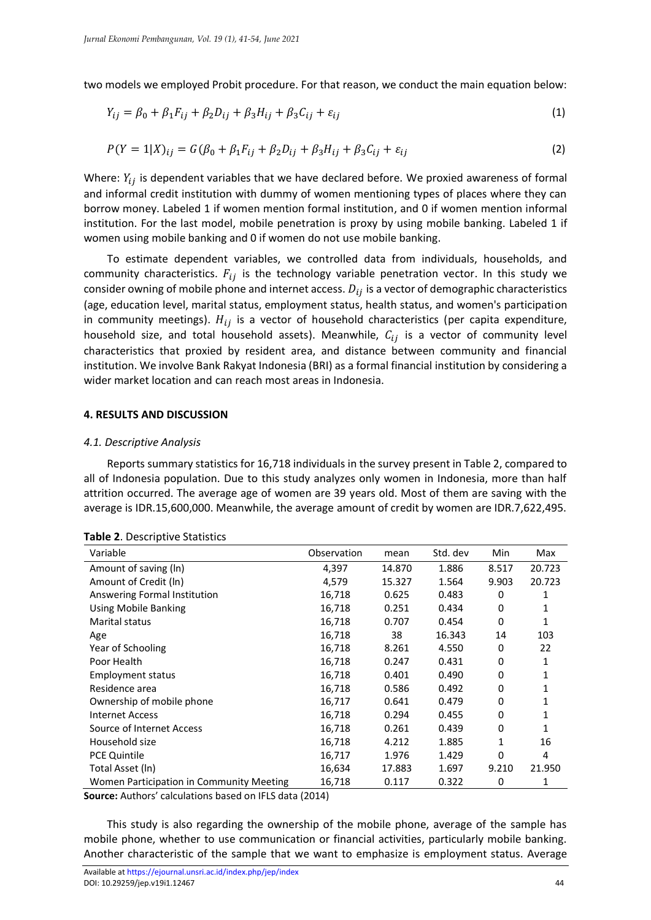two models we employed Probit procedure. For that reason, we conduct the main equation below:

$$Y_{ij} = \beta_0 + \beta_1 F_{ij} + \beta_2 D_{ij} + \beta_3 H_{ij} + \beta_3 C_{ij} + \varepsilon_{ij} \tag{1}$$

$$P(Y = 1|X)_{ij} = G(\beta_0 + \beta_1 F_{ij} + \beta_2 D_{ij} + \beta_3 H_{ij} + \beta_3 C_{ij} + \varepsilon_{ij} \tag{2}$$

Where: $Y_{ij}$ is dependent variables that we have declared before. We proxied awareness of formal and informal credit institution with dummy of women mentioning types of places where they can borrow money. Labeled 1 if women mention formal institution, and 0 if women mention informal institution. For the last model, mobile penetration is proxy by using mobile banking. Labeled 1 if women using mobile banking and 0 if women do not use mobile banking.

To estimate dependent variables, we controlled data from individuals, households, and community characteristics. $F_{ij}$ is the technology variable penetration vector. In this study we consider owning of mobile phone and internet access. $D_{ij}$ is a vector of demographic characteristics (age, education level, marital status, employment status, health status, and women's participation in community meetings). $H_{ij}$ is a vector of household characteristics (per capita expenditure, household size, and total household assets). Meanwhile, $C_{ij}$ is a vector of community level characteristics that proxied by resident area, and distance between community and financial institution. We involve Bank Rakyat Indonesia (BRI) as a formal financial institution by considering a wider market location and can reach most areas in Indonesia.

## 4. RESULTS AND DISCUSSION

### *4.1. Descriptive Analysis*

Reports summary statistics for 16,718 individuals in the survey present in Table 2, compared to all of Indonesia population. Due to this study analyzes only women in Indonesia, more than half attrition occurred. The average age of women are 39 years old. Most of them are saving with the average is IDR.15,600,000. Meanwhile, the average amount of credit by women are IDR.7,622,495.

**Table 2**. Descriptive Statistics

| Variable | Observation | mean | Std. dev | Min | Max |
|---|---|---|---|---|---|
| Amount of saving (ln) | 4,397 | 14.870 | 1.886 | 8.517 | 20.723 |
| Amount of Credit (ln) | 4,579 | 15.327 | 1.564 | 9.903 | 20.723 |
| Answering Formal Institution | 16,718 | 0.625 | 0.483 | 0 | 1 |
| Using Mobile Banking | 16,718 | 0.251 | 0.434 | 0 | 1 |
| Marital status | 16,718 | 0.707 | 0.454 | 0 | 1 |
| Age | 16,718 | 38 | 16.343 | 14 | 103 |
| Year of Schooling | 16,718 | 8.261 | 4.550 | 0 | 22 |
| Poor Health | 16,718 | 0.247 | 0.431 | 0 | 1 |
| Employment status | 16,718 | 0.401 | 0.490 | 0 | 1 |
| Residence area | 16,718 | 0.586 | 0.492 | 0 | 1 |
| Ownership of mobile phone | 16,717 | 0.641 | 0.479 | 0 | 1 |
| Internet Access | 16,718 | 0.294 | 0.455 | 0 | 1 |
| Source of Internet Access | 16,718 | 0.261 | 0.439 | 0 | 1 |
| Household size | 16,718 | 4.212 | 1.885 | 1 | 16 |
| PCE Quintile | 16,717 | 1.976 | 1.429 | 0 | 4 |
| Total Asset (ln) | 16,634 | 17.883 | 1.697 | 9.210 | 21.950 |
| Women Participation in Community Meeting | 16,718 | 0.117 | 0.322 | 0 | 1 |

**Source:** Authors' calculations based on IFLS data (2014)

This study is also regarding the ownership of the mobile phone, average of the sample has mobile phone, whether to use communication or financial activities, particularly mobile banking. Another characteristic of the sample that we want to emphasize is employment status. Average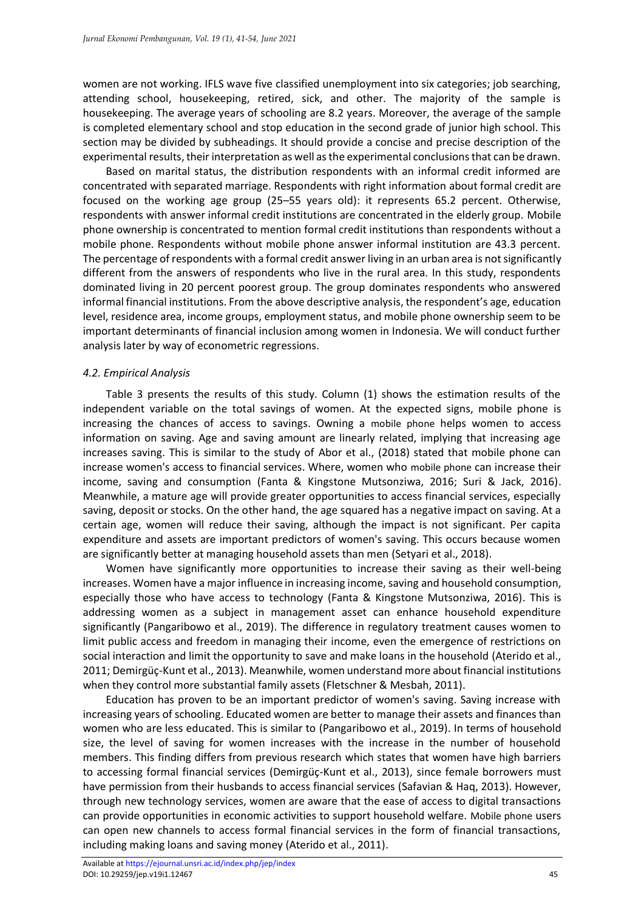women are not working. IFLS wave five classified unemployment into six categories; job searching, attending school, housekeeping, retired, sick, and other. The majority of the sample is housekeeping. The average years of schooling are 8.2 years. Moreover, the average of the sample is completed elementary school and stop education in the second grade of junior high school. This section may be divided by subheadings. It should provide a concise and precise description of the experimental results, their interpretation as well as the experimental conclusions that can be drawn.

Based on marital status, the distribution respondents with an informal credit informed are concentrated with separated marriage. Respondents with right information about formal credit are focused on the working age group (25–55 years old): it represents 65.2 percent. Otherwise, respondents with answer informal credit institutions are concentrated in the elderly group. Mobile phone ownership is concentrated to mention formal credit institutions than respondents without a mobile phone. Respondents without mobile phone answer informal institution are 43.3 percent. The percentage of respondents with a formal credit answer living in an urban area is not significantly different from the answers of respondents who live in the rural area. In this study, respondents dominated living in 20 percent poorest group. The group dominates respondents who answered informal financial institutions. From the above descriptive analysis, the respondent's age, education level, residence area, income groups, employment status, and mobile phone ownership seem to be important determinants of financial inclusion among women in Indonesia. We will conduct further analysis later by way of econometric regressions.

### *4.2. Empirical Analysis*

Table 3 presents the results of this study. Column (1) shows the estimation results of the independent variable on the total savings of women. At the expected signs, mobile phone is increasing the chances of access to savings. Owning a mobile phone helps women to access information on saving. Age and saving amount are linearly related, implying that increasing age increases saving. This is similar to the study of Abor et al., (2018) stated that mobile phone can increase women's access to financial services. Where, women who mobile phone can increase their income, saving and consumption (Fanta & Kingstone Mutsonziwa, 2016; Suri & Jack, 2016). Meanwhile, a mature age will provide greater opportunities to access financial services, especially saving, deposit or stocks. On the other hand, the age squared has a negative impact on saving. At a certain age, women will reduce their saving, although the impact is not significant. Per capita expenditure and assets are important predictors of women's saving. This occurs because women are significantly better at managing household assets than men (Setyari et al., 2018).

Women have significantly more opportunities to increase their saving as their well-being increases. Women have a major influence in increasing income, saving and household consumption, especially those who have access to technology (Fanta & Kingstone Mutsonziwa, 2016). This is addressing women as a subject in management asset can enhance household expenditure significantly (Pangaribowo et al., 2019). The difference in regulatory treatment causes women to limit public access and freedom in managing their income, even the emergence of restrictions on social interaction and limit the opportunity to save and make loans in the household (Aterido et al., 2011; Demirgüç-Kunt et al., 2013). Meanwhile, women understand more about financial institutions when they control more substantial family assets (Fletschner & Mesbah, 2011).

Education has proven to be an important predictor of women's saving. Saving increase with increasing years of schooling. Educated women are better to manage their assets and finances than women who are less educated. This is similar to (Pangaribowo et al., 2019). In terms of household size, the level of saving for women increases with the increase in the number of household members. This finding differs from previous research which states that women have high barriers to accessing formal financial services (Demirgüç-Kunt et al., 2013), since female borrowers must have permission from their husbands to access financial services (Safavian & Haq, 2013). However, through new technology services, women are aware that the ease of access to digital transactions can provide opportunities in economic activities to support household welfare. Mobile phone users can open new channels to access formal financial services in the form of financial transactions, including making loans and saving money (Aterido et al., 2011).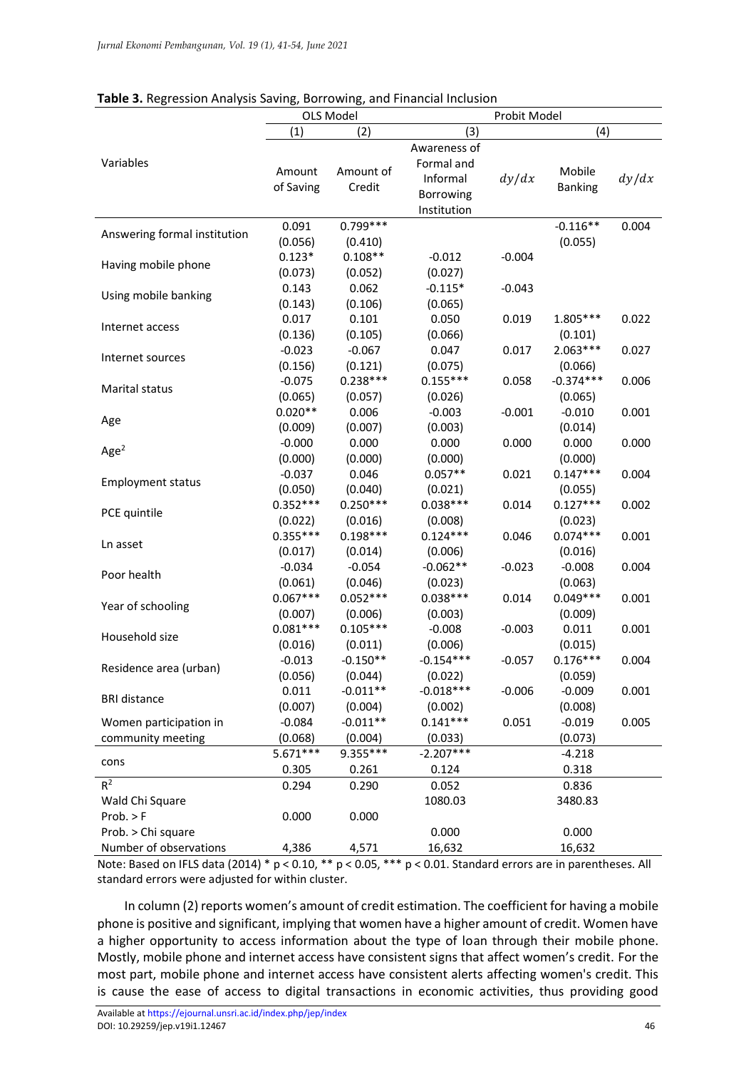**Table 3.** Regression Analysis Saving, Borrowing, and Financial Inclusion

| Variables | OLS Model | | Probit Model | | | |
|---|---|---|---|---|---|---|
| | (1) | (2) | (3) | | (4) | |
| | Amount of Saving | Amount of Credit | Awareness of Formal and Informal Borrowing Institution | $dy/dx$ | Mobile Banking | $dy/dx$ |
| Answering formal institution | 0.091 | 0.799*** | | | -0.116** | 0.004 |
| | (0.056) | (0.410) | | | (0.055) | |
| Having mobile phone | 0.123* | 0.108** | -0.012 | -0.004 | | |
| | (0.073) | (0.052) | (0.027) | | | |
| Using mobile banking | 0.143 | 0.062 | -0.115* | -0.043 | | |
| | (0.143) | (0.106) | (0.065) | | | |
| Internet access | 0.017 | 0.101 | 0.050 | 0.019 | 1.805*** | 0.022 |
| | (0.136) | (0.105) | (0.066) | | (0.101) | |
| Internet sources | -0.023 | -0.067 | 0.047 | 0.017 | 2.063*** | 0.027 |
| | (0.156) | (0.121) | (0.075) | | (0.066) | |
| Marital status | -0.075 | 0.238*** | 0.155*** | 0.058 | -0.374*** | 0.006 |
| | (0.065) | (0.057) | (0.026) | | (0.065) | |
| Age | 0.020** | 0.006 | -0.003 | -0.001 | -0.010 | 0.001 |
| | (0.009) | (0.007) | (0.003) | | (0.014) | |
| Age$^2$ | -0.000 | 0.000 | 0.000 | 0.000 | 0.000 | 0.000 |
| | (0.000) | (0.000) | (0.000) | | (0.000) | |
| Employment status | -0.037 | 0.046 | 0.057** | 0.021 | 0.147*** | 0.004 |
| | (0.050) | (0.040) | (0.021) | | (0.055) | |
| PCE quintile | 0.352*** | 0.250*** | 0.038*** | 0.014 | 0.127*** | 0.002 |
| | (0.022) | (0.016) | (0.008) | | (0.023) | |
| Ln asset | 0.355*** | 0.198*** | 0.124*** | 0.046 | 0.074*** | 0.001 |
| | (0.017) | (0.014) | (0.006) | | (0.016) | |
| Poor health | -0.034 | -0.054 | -0.062** | -0.023 | -0.008 | 0.004 |
| | (0.061) | (0.046) | (0.023) | | (0.063) | |
| Year of schooling | 0.067*** | 0.052*** | 0.038*** | 0.014 | 0.049*** | 0.001 |
| | (0.007) | (0.006) | (0.003) | | (0.009) | |
| Household size | 0.081*** | 0.105*** | -0.008 | -0.003 | 0.011 | 0.001 |
| | (0.016) | (0.011) | (0.006) | | (0.015) | |
| Residence area (urban) | -0.013 | -0.150** | -0.154*** | -0.057 | 0.176*** | 0.004 |
| | (0.056) | (0.044) | (0.022) | | (0.059) | |
| BRI distance | 0.011 | -0.011** | -0.018*** | -0.006 | -0.009 | 0.001 |
| | (0.007) | (0.004) | (0.002) | | (0.008) | |
| Women participation in community meeting | -0.084 | -0.011** | 0.141*** | 0.051 | -0.019 | 0.005 |
| | (0.068) | (0.004) | (0.033) | | (0.073) | |
| cons | 5.671*** | 9.355*** | -2.207*** | | -4.218 | |
| | 0.305 | 0.261 | 0.124 | | 0.318 | |
| $R^2$ | 0.294 | 0.290 | 0.052 | | 0.836 | |
| Wald Chi Square | | | 1080.03 | | 3480.83 | |
| Prob. > F | 0.000 | 0.000 | | | | |
| Prob. > Chi square | | | 0.000 | | 0.000 | |
| Number of observations | 4,386 | 4,571 | 16,632 | | 16,632 | |

Note: Based on IFLS data (2014) * $p < 0.10$, ** $p < 0.05$, *** $p < 0.01$. Standard errors are in parentheses. All standard errors were adjusted for within cluster.

In column (2) reports women's amount of credit estimation. The coefficient for having a mobile phone is positive and significant, implying that women have a higher amount of credit. Women have a higher opportunity to access information about the type of loan through their mobile phone. Mostly, mobile phone and internet access have consistent signs that affect women's credit. For the most part, mobile phone and internet access have consistent alerts affecting women's credit. This is cause the ease of access to digital transactions in economic activities, thus providing good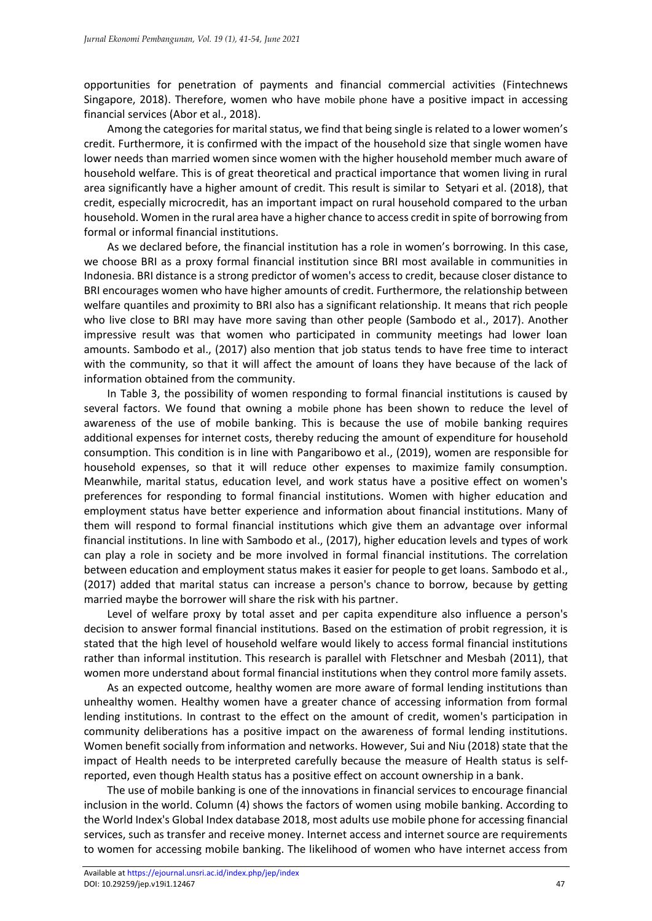opportunities for penetration of payments and financial commercial activities (Fintechnews Singapore, 2018). Therefore, women who have mobile phone have a positive impact in accessing financial services (Abor et al., 2018).

Among the categories for marital status, we find that being single is related to a lower women's credit. Furthermore, it is confirmed with the impact of the household size that single women have lower needs than married women since women with the higher household member much aware of household welfare. This is of great theoretical and practical importance that women living in rural area significantly have a higher amount of credit. This result is similar to Setyari et al. (2018), that credit, especially microcredit, has an important impact on rural household compared to the urban household. Women in the rural area have a higher chance to access credit in spite of borrowing from formal or informal financial institutions.

As we declared before, the financial institution has a role in women's borrowing. In this case, we choose BRI as a proxy formal financial institution since BRI most available in communities in Indonesia. BRI distance is a strong predictor of women's access to credit, because closer distance to BRI encourages women who have higher amounts of credit. Furthermore, the relationship between welfare quantiles and proximity to BRI also has a significant relationship. It means that rich people who live close to BRI may have more saving than other people (Sambodo et al., 2017). Another impressive result was that women who participated in community meetings had lower loan amounts. Sambodo et al., (2017) also mention that job status tends to have free time to interact with the community, so that it will affect the amount of loans they have because of the lack of information obtained from the community.

In Table 3, the possibility of women responding to formal financial institutions is caused by several factors. We found that owning a mobile phone has been shown to reduce the level of awareness of the use of mobile banking. This is because the use of mobile banking requires additional expenses for internet costs, thereby reducing the amount of expenditure for household consumption. This condition is in line with Pangaribowo et al., (2019), women are responsible for household expenses, so that it will reduce other expenses to maximize family consumption. Meanwhile, marital status, education level, and work status have a positive effect on women's preferences for responding to formal financial institutions. Women with higher education and employment status have better experience and information about financial institutions. Many of them will respond to formal financial institutions which give them an advantage over informal financial institutions. In line with Sambodo et al., (2017), higher education levels and types of work can play a role in society and be more involved in formal financial institutions. The correlation between education and employment status makes it easier for people to get loans. Sambodo et al., (2017) added that marital status can increase a person's chance to borrow, because by getting married maybe the borrower will share the risk with his partner.

Level of welfare proxy by total asset and per capita expenditure also influence a person's decision to answer formal financial institutions. Based on the estimation of probit regression, it is stated that the high level of household welfare would likely to access formal financial institutions rather than informal institution. This research is parallel with Fletschner and Mesbah (2011), that women more understand about formal financial institutions when they control more family assets.

As an expected outcome, healthy women are more aware of formal lending institutions than unhealthy women. Healthy women have a greater chance of accessing information from formal lending institutions. In contrast to the effect on the amount of credit, women's participation in community deliberations has a positive impact on the awareness of formal lending institutions. Women benefit socially from information and networks. However, Sui and Niu (2018) state that the impact of Health needs to be interpreted carefully because the measure of Health status is self-reported, even though Health status has a positive effect on account ownership in a bank.

The use of mobile banking is one of the innovations in financial services to encourage financial inclusion in the world. Column (4) shows the factors of women using mobile banking. According to the World Index's Global Index database 2018, most adults use mobile phone for accessing financial services, such as transfer and receive money. Internet access and internet source are requirements to women for accessing mobile banking. The likelihood of women who have internet access from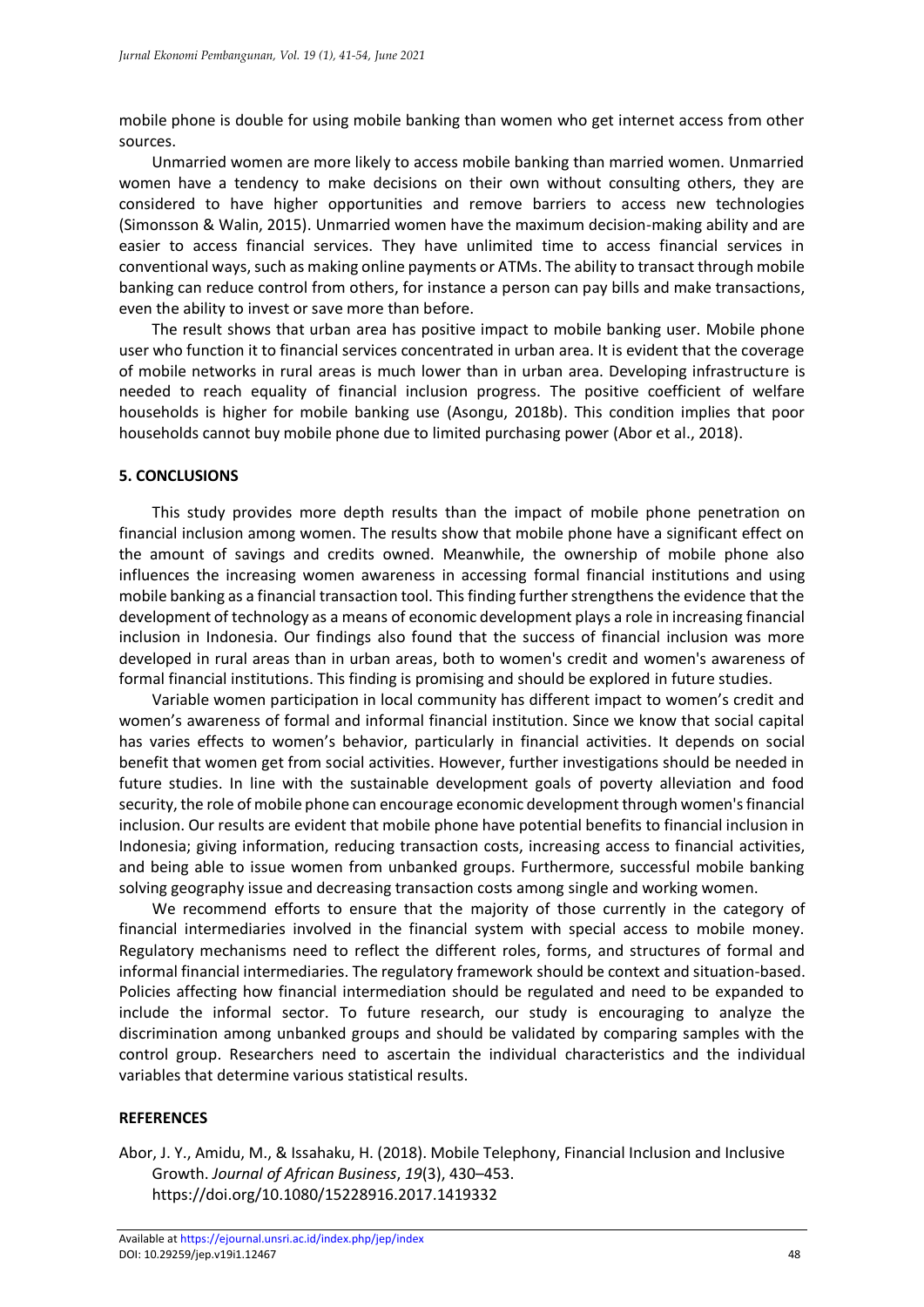mobile phone is double for using mobile banking than women who get internet access from other sources.

Unmarried women are more likely to access mobile banking than married women. Unmarried women have a tendency to make decisions on their own without consulting others, they are considered to have higher opportunities and remove barriers to access new technologies (Simonsson & Walin, 2015). Unmarried women have the maximum decision-making ability and are easier to access financial services. They have unlimited time to access financial services in conventional ways, such as making online payments or ATMs. The ability to transact through mobile banking can reduce control from others, for instance a person can pay bills and make transactions, even the ability to invest or save more than before.

The result shows that urban area has positive impact to mobile banking user. Mobile phone user who function it to financial services concentrated in urban area. It is evident that the coverage of mobile networks in rural areas is much lower than in urban area. Developing infrastructure is needed to reach equality of financial inclusion progress. The positive coefficient of welfare households is higher for mobile banking use (Asongu, 2018b). This condition implies that poor households cannot buy mobile phone due to limited purchasing power (Abor et al., 2018).

## 5. CONCLUSIONS

This study provides more depth results than the impact of mobile phone penetration on financial inclusion among women. The results show that mobile phone have a significant effect on the amount of savings and credits owned. Meanwhile, the ownership of mobile phone also influences the increasing women awareness in accessing formal financial institutions and using mobile banking as a financial transaction tool. This finding further strengthens the evidence that the development of technology as a means of economic development plays a role in increasing financial inclusion in Indonesia. Our findings also found that the success of financial inclusion was more developed in rural areas than in urban areas, both to women's credit and women's awareness of formal financial institutions. This finding is promising and should be explored in future studies.

Variable women participation in local community has different impact to women's credit and women's awareness of formal and informal financial institution. Since we know that social capital has varies effects to women's behavior, particularly in financial activities. It depends on social benefit that women get from social activities. However, further investigations should be needed in future studies. In line with the sustainable development goals of poverty alleviation and food security, the role of mobile phone can encourage economic development through women's financial inclusion. Our results are evident that mobile phone have potential benefits to financial inclusion in Indonesia; giving information, reducing transaction costs, increasing access to financial activities, and being able to issue women from unbanked groups. Furthermore, successful mobile banking solving geography issue and decreasing transaction costs among single and working women.

We recommend efforts to ensure that the majority of those currently in the category of financial intermediaries involved in the financial system with special access to mobile money. Regulatory mechanisms need to reflect the different roles, forms, and structures of formal and informal financial intermediaries. The regulatory framework should be context and situation-based. Policies affecting how financial intermediation should be regulated and need to be expanded to include the informal sector. To future research, our study is encouraging to analyze the discrimination among unbanked groups and should be validated by comparing samples with the control group. Researchers need to ascertain the individual characteristics and the individual variables that determine various statistical results.

## REFERENCES

Abor, J. Y., Amidu, M., & Issahaku, H. (2018). Mobile Telephony, Financial Inclusion and Inclusive Growth. *Journal of African Business*, *19*(3), 430–453. https://doi.org/10.1080/15228916.2017.1419332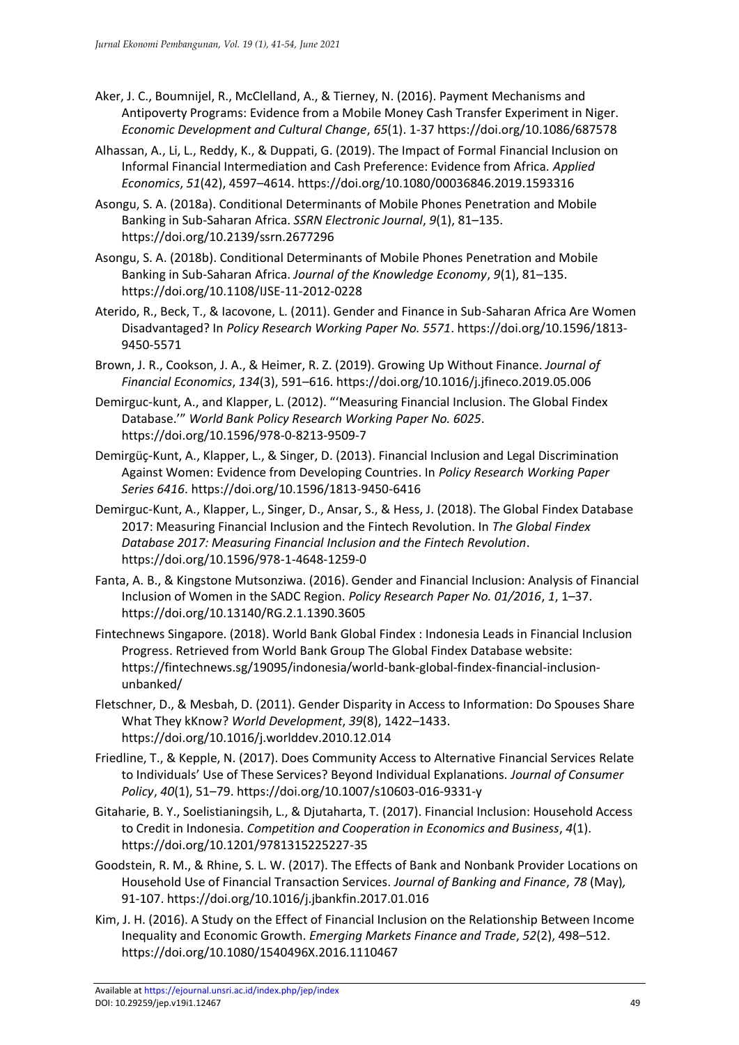Aker, J. C., Boumnijel, R., McClelland, A., & Tierney, N. (2016). Payment Mechanisms and Antipoverty Programs: Evidence from a Mobile Money Cash Transfer Experiment in Niger. *Economic Development and Cultural Change*, *65*(1). 1-37 https://doi.org/10.1086/687578

Alhassan, A., Li, L., Reddy, K., & Duppati, G. (2019). The Impact of Formal Financial Inclusion on Informal Financial Intermediation and Cash Preference: Evidence from Africa. *Applied Economics*, *51*(42), 4597–4614. https://doi.org/10.1080/00036846.2019.1593316

Asongu, S. A. (2018a). Conditional Determinants of Mobile Phones Penetration and Mobile Banking in Sub-Saharan Africa. *SSRN Electronic Journal*, *9*(1), 81–135. https://doi.org/10.2139/ssrn.2677296

Asongu, S. A. (2018b). Conditional Determinants of Mobile Phones Penetration and Mobile Banking in Sub-Saharan Africa. *Journal of the Knowledge Economy*, *9*(1), 81–135. https://doi.org/10.1108/IJSE-11-2012-0228

Aterido, R., Beck, T., & Iacovone, L. (2011). Gender and Finance in Sub-Saharan Africa Are Women Disadvantaged? In *Policy Research Working Paper No. 5571*. https://doi.org/10.1596/1813-9450-5571

Brown, J. R., Cookson, J. A., & Heimer, R. Z. (2019). Growing Up Without Finance. *Journal of Financial Economics*, *134*(3), 591–616. https://doi.org/10.1016/j.jfineco.2019.05.006

Demirguc-kunt, A., and Klapper, L. (2012). "'Measuring Financial Inclusion. The Global Findex Database.'" *World Bank Policy Research Working Paper No. 6025*. https://doi.org/10.1596/978-0-8213-9509-7

Demirgüç-Kunt, A., Klapper, L., & Singer, D. (2013). Financial Inclusion and Legal Discrimination Against Women: Evidence from Developing Countries. In *Policy Research Working Paper Series 6416*. https://doi.org/10.1596/1813-9450-6416

Demirguc-Kunt, A., Klapper, L., Singer, D., Ansar, S., & Hess, J. (2018). The Global Findex Database 2017: Measuring Financial Inclusion and the Fintech Revolution. In *The Global Findex Database 2017: Measuring Financial Inclusion and the Fintech Revolution*. https://doi.org/10.1596/978-1-4648-1259-0

Fanta, A. B., & Kingstone Mutsonziwa. (2016). Gender and Financial Inclusion: Analysis of Financial Inclusion of Women in the SADC Region. *Policy Research Paper No. 01/2016*, *1*, 1–37. https://doi.org/10.13140/RG.2.1.1390.3605

Fintechnews Singapore. (2018). World Bank Global Findex : Indonesia Leads in Financial Inclusion Progress. Retrieved from World Bank Group The Global Findex Database website: https://fintechnews.sg/19095/indonesia/world-bank-global-findex-financial-inclusion-unbanked/

Fletschner, D., & Mesbah, D. (2011). Gender Disparity in Access to Information: Do Spouses Share What They kKnow? *World Development*, *39*(8), 1422–1433. https://doi.org/10.1016/j.worlddev.2010.12.014

Friedline, T., & Kepple, N. (2017). Does Community Access to Alternative Financial Services Relate to Individuals' Use of These Services? Beyond Individual Explanations. *Journal of Consumer Policy*, *40*(1), 51–79. https://doi.org/10.1007/s10603-016-9331-y

Gitaharie, B. Y., Soelistianingsih, L., & Djutaharta, T. (2017). Financial Inclusion: Household Access to Credit in Indonesia. *Competition and Cooperation in Economics and Business*, *4*(1). https://doi.org/10.1201/9781315225227-35

Goodstein, R. M., & Rhine, S. L. W. (2017). The Effects of Bank and Nonbank Provider Locations on Household Use of Financial Transaction Services. *Journal of Banking and Finance*, *78* (May), 91-107. https://doi.org/10.1016/j.jbankfin.2017.01.016

Kim, J. H. (2016). A Study on the Effect of Financial Inclusion on the Relationship Between Income Inequality and Economic Growth. *Emerging Markets Finance and Trade*, *52*(2), 498–512. https://doi.org/10.1080/1540496X.2016.1110467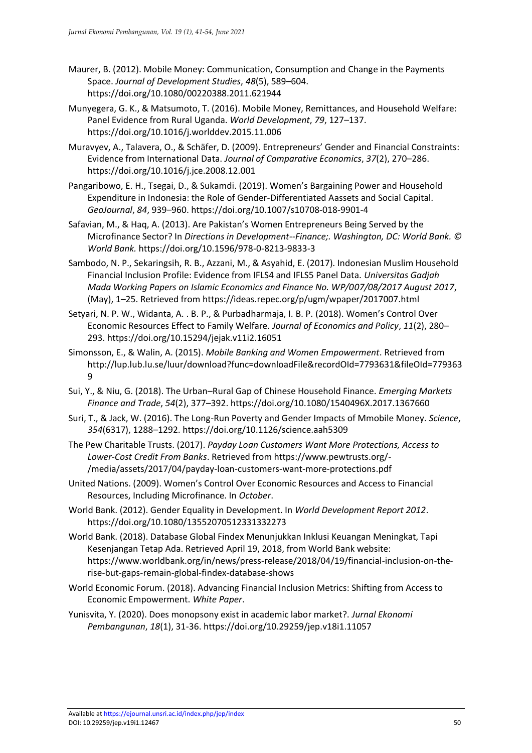Maurer, B. (2012). Mobile Money: Communication, Consumption and Change in the Payments Space. *Journal of Development Studies*, *48*(5), 589–604. https://doi.org/10.1080/00220388.2011.621944

Munyegera, G. K., & Matsumoto, T. (2016). Mobile Money, Remittances, and Household Welfare: Panel Evidence from Rural Uganda. *World Development*, *79*, 127–137. https://doi.org/10.1016/j.worlddev.2015.11.006

Muravyev, A., Talavera, O., & Schäfer, D. (2009). Entrepreneurs' Gender and Financial Constraints: Evidence from International Data. *Journal of Comparative Economics*, *37*(2), 270–286. https://doi.org/10.1016/j.jce.2008.12.001

Pangaribowo, E. H., Tsegai, D., & Sukamdi. (2019). Women's Bargaining Power and Household Expenditure in Indonesia: the Role of Gender-Differentiated Aassets and Social Capital. *GeoJournal*, *84*, 939–960. https://doi.org/10.1007/s10708-018-9901-4

Safavian, M., & Haq, A. (2013). Are Pakistan's Women Entrepreneurs Being Served by the Microfinance Sector? In *Directions in Development--Finance;. Washington, DC: World Bank. © World Bank.* https://doi.org/10.1596/978-0-8213-9833-3

Sambodo, N. P., Sekaringsih, R. B., Azzani, M., & Asyahid, E. (2017). Indonesian Muslim Household Financial Inclusion Profile: Evidence from IFLS4 and IFLS5 Panel Data. *Universitas Gadjah Mada Working Papers on Islamic Economics and Finance No. WP/007/08/2017 August 2017*, (May), 1–25. Retrieved from https://ideas.repec.org/p/ugm/wpaper/2017007.html

Setyari, N. P. W., Widanta, A. . B. P., & Purbadharmaja, I. B. P. (2018). Women's Control Over Economic Resources Effect to Family Welfare. *Journal of Economics and Policy*, *11*(2), 280–293. https://doi.org/10.15294/jejak.v11i2.16051

Simonsson, E., & Walin, A. (2015). *Mobile Banking and Women Empowerment*. Retrieved from http://lup.lub.lu.se/luur/download?func=downloadFile&recordOId=7793631&fileOId=7793639

Sui, Y., & Niu, G. (2018). The Urban–Rural Gap of Chinese Household Finance. *Emerging Markets Finance and Trade*, *54*(2), 377–392. https://doi.org/10.1080/1540496X.2017.1367660

Suri, T., & Jack, W. (2016). The Long-Run Poverty and Gender Impacts of Mmobile Money. *Science*, *354*(6317), 1288–1292. https://doi.org/10.1126/science.aah5309

The Pew Charitable Trusts. (2017). *Payday Loan Customers Want More Protections, Access to Lower-Cost Credit From Banks*. Retrieved from https://www.pewtrusts.org/-/media/assets/2017/04/payday-loan-customers-want-more-protections.pdf

United Nations. (2009). Women's Control Over Economic Resources and Access to Financial Resources, Including Microfinance. In *October*.

World Bank. (2012). Gender Equality in Development. In *World Development Report 2012*. https://doi.org/10.1080/13552070512331332273

World Bank. (2018). Database Global Findex Menunjukkan Inklusi Keuangan Meningkat, Tapi Kesenjangan Tetap Ada. Retrieved April 19, 2018, from World Bank website: https://www.worldbank.org/in/news/press-release/2018/04/19/financial-inclusion-on-the-rise-but-gaps-remain-global-findex-database-shows

World Economic Forum. (2018). Advancing Financial Inclusion Metrics: Shifting from Access to Economic Empowerment. *White Paper*.

Yunisvita, Y. (2020). Does monopsony exist in academic labor market?. *Jurnal Ekonomi Pembangunan*, *18*(1), 31-36. https://doi.org/10.29259/jep.v18i1.11057